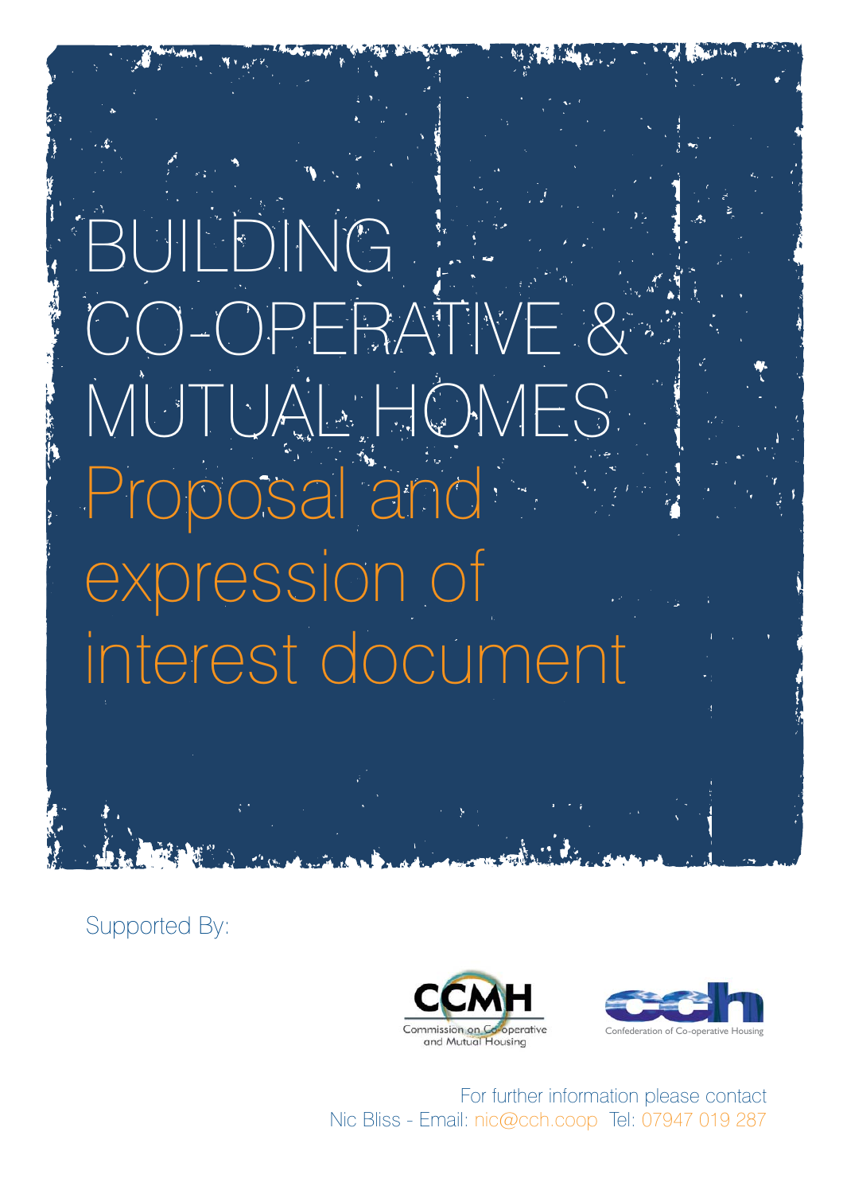# BUILDING CO-OPERATIVE & MUTUAL HOMES

## Proposal and expression of interest document

Supported By:

CCMH Commission on Co-operative and Mutual Housing

Confederation of Co-operative Housing

For further information please contact
Nic Bliss - Email: nic@cch.coop Tel: 07947 019 287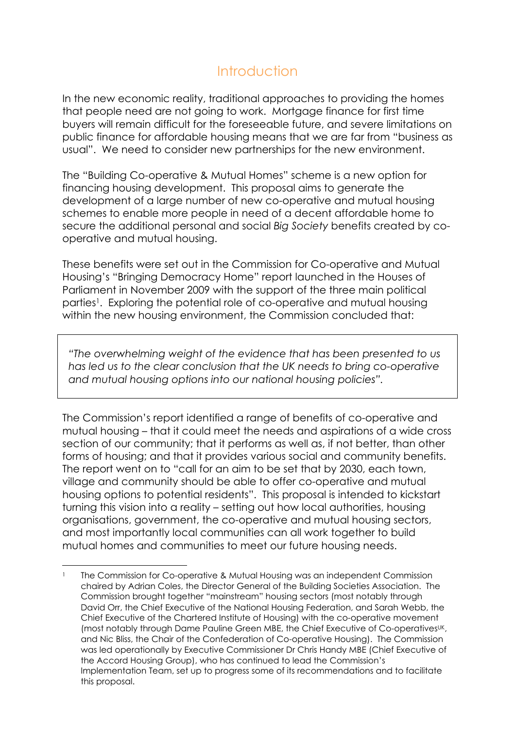# Introduction

In the new economic reality, traditional approaches to providing the homes that people need are not going to work. Mortgage finance for first time buyers will remain difficult for the foreseeable future, and severe limitations on public finance for affordable housing means that we are far from "business as usual". We need to consider new partnerships for the new environment.

The "Building Co-operative & Mutual Homes" scheme is a new option for financing housing development. This proposal aims to generate the development of a large number of new co-operative and mutual housing schemes to enable more people in need of a decent affordable home to secure the additional personal and social *Big Society* benefits created by co-operative and mutual housing.

These benefits were set out in the Commission for Co-operative and Mutual Housing's "Bringing Democracy Home" report launched in the Houses of Parliament in November 2009 with the support of the three main political parties[1]. Exploring the potential role of co-operative and mutual housing within the new housing environment, the Commission concluded that:

> *"The overwhelming weight of the evidence that has been presented to us has led us to the clear conclusion that the UK needs to bring co-operative and mutual housing options into our national housing policies".*

The Commission's report identified a range of benefits of co-operative and mutual housing – that it could meet the needs and aspirations of a wide cross section of our community; that it performs as well as, if not better, than other forms of housing; and that it provides various social and community benefits. The report went on to "call for an aim to be set that by 2030, each town, village and community should be able to offer co-operative and mutual housing options to potential residents". This proposal is intended to kickstart turning this vision into a reality – setting out how local authorities, housing organisations, government, the co-operative and mutual housing sectors, and most importantly local communities can all work together to build mutual homes and communities to meet our future housing needs.

---

[1] The Commission for Co-operative & Mutual Housing was an independent Commission chaired by Adrian Coles, the Director General of the Building Societies Association. The Commission brought together "mainstream" housing sectors (most notably through David Orr, the Chief Executive of the National Housing Federation, and Sarah Webb, the Chief Executive of the Chartered Institute of Housing) with the co-operative movement (most notably through Dame Pauline Green MBE, the Chief Executive of Co-operatives[UK], and Nic Bliss, the Chair of the Confederation of Co-operative Housing). The Commission was led operationally by Executive Commissioner Dr Chris Handy MBE (Chief Executive of the Accord Housing Group), who has continued to lead the Commission's Implementation Team, set up to progress some of its recommendations and to facilitate this proposal.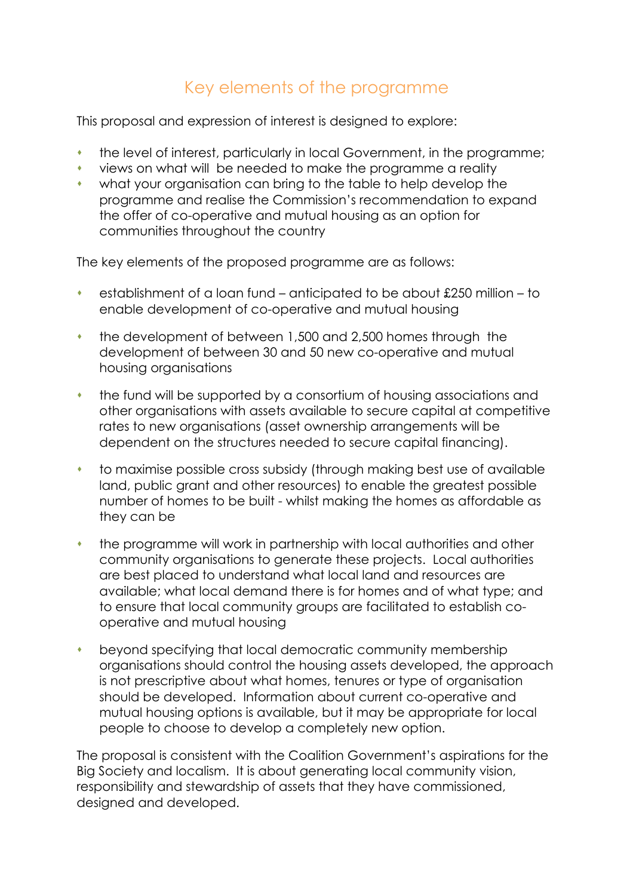## Key elements of the programme

This proposal and expression of interest is designed to explore:

- the level of interest, particularly in local Government, in the programme;
- views on what will be needed to make the programme a reality
- what your organisation can bring to the table to help develop the programme and realise the Commission's recommendation to expand the offer of co-operative and mutual housing as an option for communities throughout the country

The key elements of the proposed programme are as follows:

- establishment of a loan fund – anticipated to be about £250 million – to enable development of co-operative and mutual housing

- the development of between 1,500 and 2,500 homes through the development of between 30 and 50 new co-operative and mutual housing organisations

- the fund will be supported by a consortium of housing associations and other organisations with assets available to secure capital at competitive rates to new organisations (asset ownership arrangements will be dependent on the structures needed to secure capital financing).

- to maximise possible cross subsidy (through making best use of available land, public grant and other resources) to enable the greatest possible number of homes to be built - whilst making the homes as affordable as they can be

- the programme will work in partnership with local authorities and other community organisations to generate these projects. Local authorities are best placed to understand what local land and resources are available; what local demand there is for homes and of what type; and to ensure that local community groups are facilitated to establish co-operative and mutual housing

- beyond specifying that local democratic community membership organisations should control the housing assets developed, the approach is not prescriptive about what homes, tenures or type of organisation should be developed. Information about current co-operative and mutual housing options is available, but it may be appropriate for local people to choose to develop a completely new option.

The proposal is consistent with the Coalition Government's aspirations for the Big Society and localism. It is about generating local community vision, responsibility and stewardship of assets that they have commissioned, designed and developed.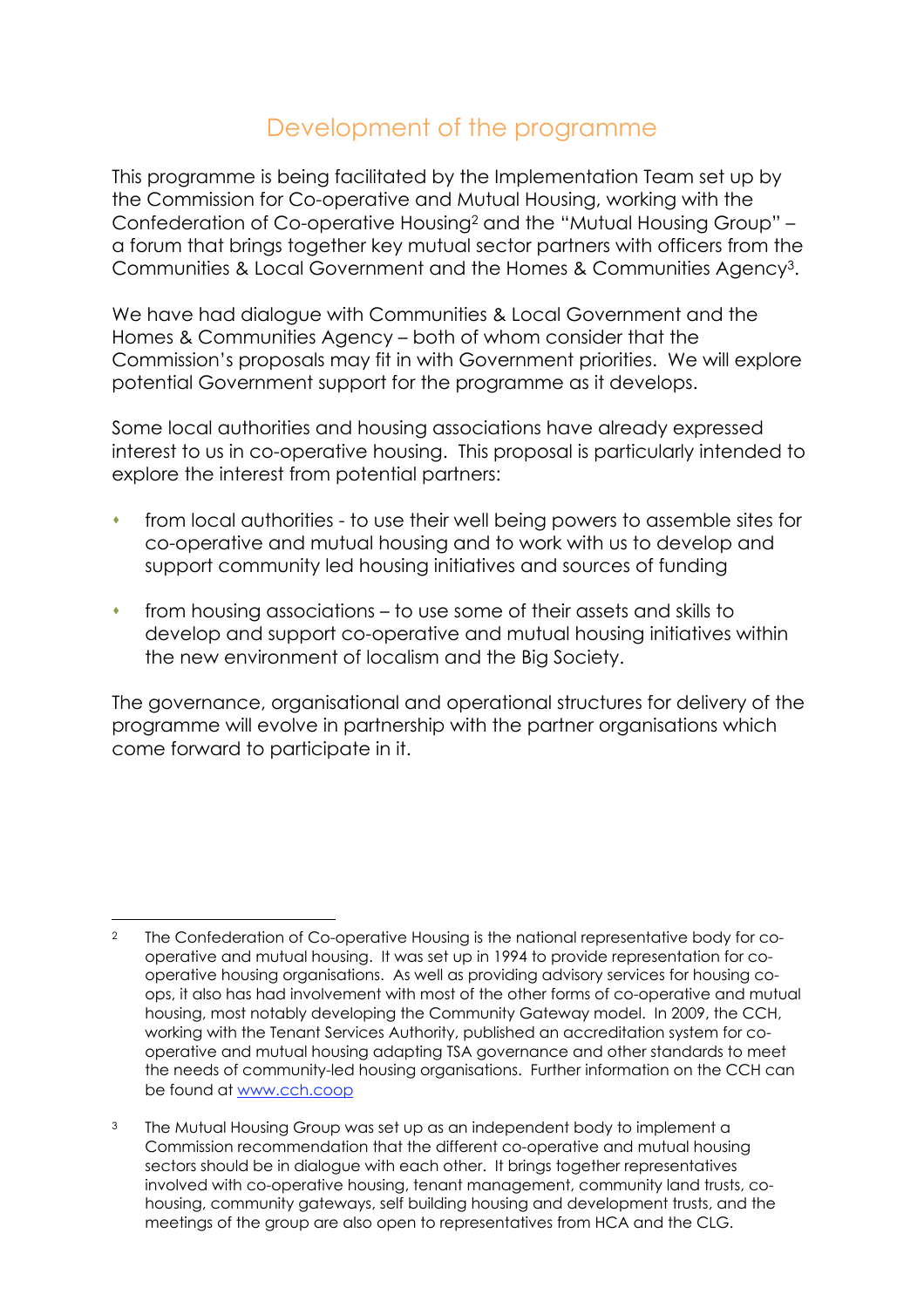## Development of the programme

This programme is being facilitated by the Implementation Team set up by the Commission for Co-operative and Mutual Housing, working with the Confederation of Co-operative Housing[2] and the "Mutual Housing Group" – a forum that brings together key mutual sector partners with officers from the Communities & Local Government and the Homes & Communities Agency[3].

We have had dialogue with Communities & Local Government and the Homes & Communities Agency – both of whom consider that the Commission's proposals may fit in with Government priorities. We will explore potential Government support for the programme as it develops.

Some local authorities and housing associations have already expressed interest to us in co-operative housing. This proposal is particularly intended to explore the interest from potential partners:

- from local authorities - to use their well being powers to assemble sites for co-operative and mutual housing and to work with us to develop and support community led housing initiatives and sources of funding
- from housing associations – to use some of their assets and skills to develop and support co-operative and mutual housing initiatives within the new environment of localism and the Big Society.

The governance, organisational and operational structures for delivery of the programme will evolve in partnership with the partner organisations which come forward to participate in it.

---

[2] The Confederation of Co-operative Housing is the national representative body for co-operative and mutual housing. It was set up in 1994 to provide representation for co-operative housing organisations. As well as providing advisory services for housing co-ops, it also has had involvement with most of the other forms of co-operative and mutual housing, most notably developing the Community Gateway model. In 2009, the CCH, working with the Tenant Services Authority, published an accreditation system for co-operative and mutual housing adapting TSA governance and other standards to meet the needs of community-led housing organisations. Further information on the CCH can be found at [www.cch.coop](http://www.cch.coop)

[3] The Mutual Housing Group was set up as an independent body to implement a Commission recommendation that the different co-operative and mutual housing sectors should be in dialogue with each other. It brings together representatives involved with co-operative housing, tenant management, community land trusts, co-housing, community gateways, self building housing and development trusts, and the meetings of the group are also open to representatives from HCA and the CLG.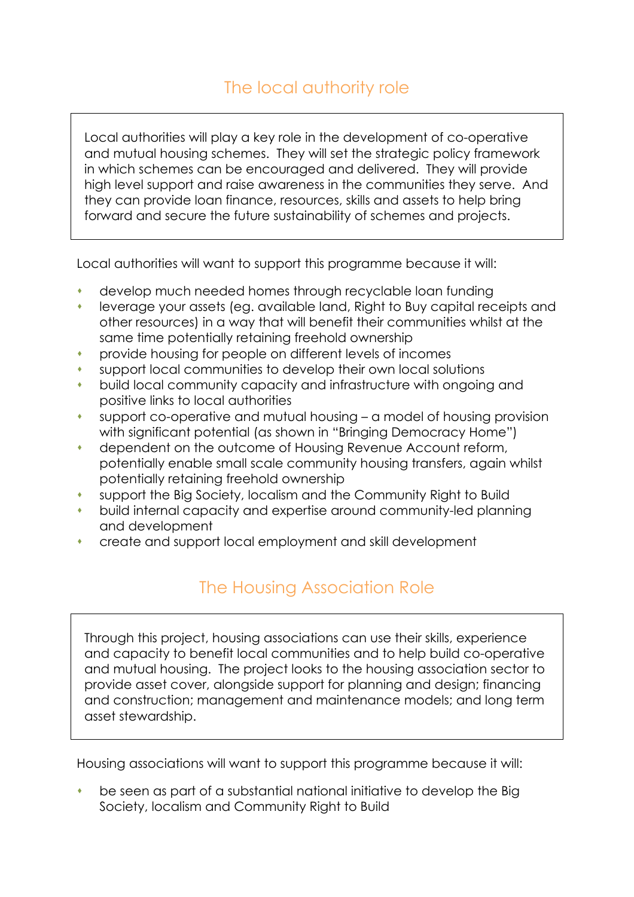## The local authority role

Local authorities will play a key role in the development of co-operative and mutual housing schemes. They will set the strategic policy framework in which schemes can be encouraged and delivered. They will provide high level support and raise awareness in the communities they serve. And they can provide loan finance, resources, skills and assets to help bring forward and secure the future sustainability of schemes and projects.

Local authorities will want to support this programme because it will:

- develop much needed homes through recyclable loan funding
- leverage your assets (eg. available land, Right to Buy capital receipts and other resources) in a way that will benefit their communities whilst at the same time potentially retaining freehold ownership
- provide housing for people on different levels of incomes
- support local communities to develop their own local solutions
- build local community capacity and infrastructure with ongoing and positive links to local authorities
- support co-operative and mutual housing – a model of housing provision with significant potential (as shown in "Bringing Democracy Home")
- dependent on the outcome of Housing Revenue Account reform, potentially enable small scale community housing transfers, again whilst potentially retaining freehold ownership
- support the Big Society, localism and the Community Right to Build
- build internal capacity and expertise around community-led planning and development
- create and support local employment and skill development

## The Housing Association Role

Through this project, housing associations can use their skills, experience and capacity to benefit local communities and to help build co-operative and mutual housing. The project looks to the housing association sector to provide asset cover, alongside support for planning and design; financing and construction; management and maintenance models; and long term asset stewardship.

Housing associations will want to support this programme because it will:

- be seen as part of a substantial national initiative to develop the Big Society, localism and Community Right to Build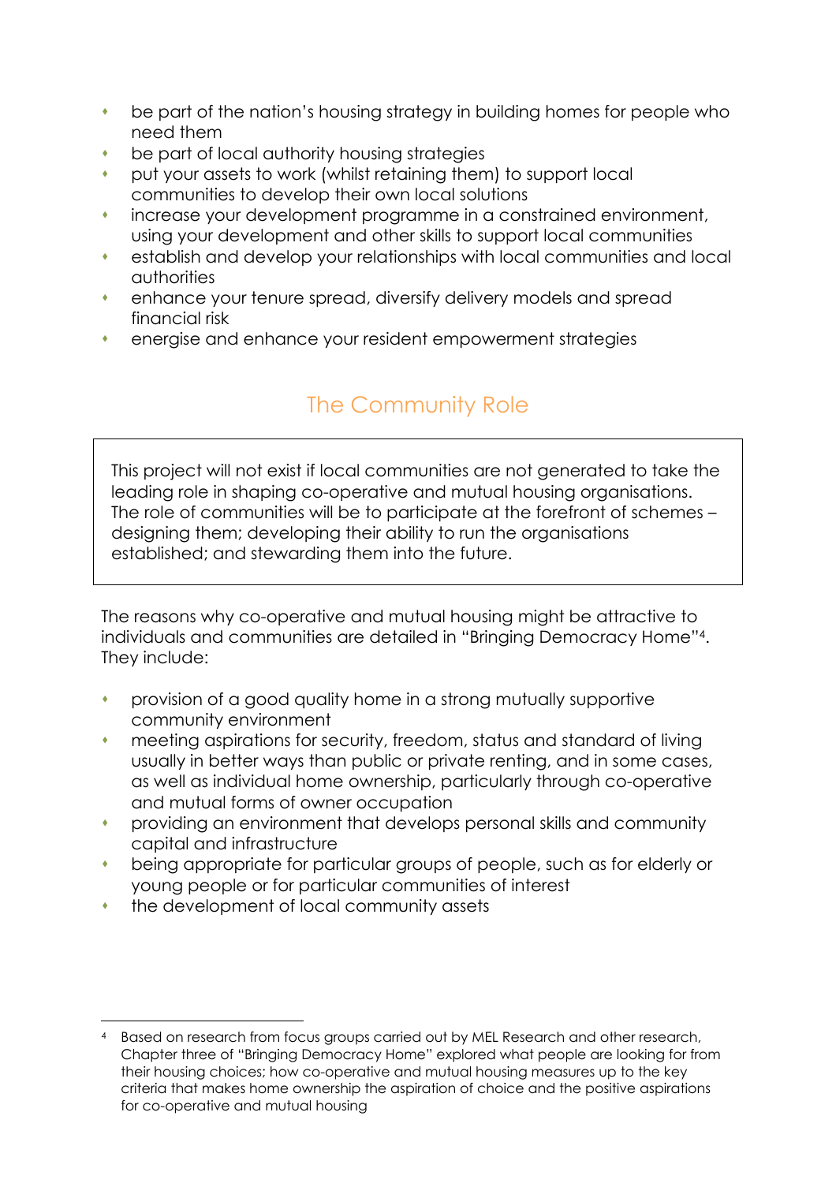- be part of the nation's housing strategy in building homes for people who need them
- be part of local authority housing strategies
- put your assets to work (whilst retaining them) to support local communities to develop their own local solutions
- increase your development programme in a constrained environment, using your development and other skills to support local communities
- establish and develop your relationships with local communities and local authorities
- enhance your tenure spread, diversify delivery models and spread financial risk
- energise and enhance your resident empowerment strategies

## The Community Role

> This project will not exist if local communities are not generated to take the leading role in shaping co-operative and mutual housing organisations. The role of communities will be to participate at the forefront of schemes – designing them; developing their ability to run the organisations established; and stewarding them into the future.

The reasons why co-operative and mutual housing might be attractive to individuals and communities are detailed in "Bringing Democracy Home"[4]. They include:

- provision of a good quality home in a strong mutually supportive community environment
- meeting aspirations for security, freedom, status and standard of living usually in better ways than public or private renting, and in some cases, as well as individual home ownership, particularly through co-operative and mutual forms of owner occupation
- providing an environment that develops personal skills and community capital and infrastructure
- being appropriate for particular groups of people, such as for elderly or young people or for particular communities of interest
- the development of local community assets

---

[4] Based on research from focus groups carried out by MEL Research and other research, Chapter three of "Bringing Democracy Home" explored what people are looking for from their housing choices; how co-operative and mutual housing measures up to the key criteria that makes home ownership the aspiration of choice and the positive aspirations for co-operative and mutual housing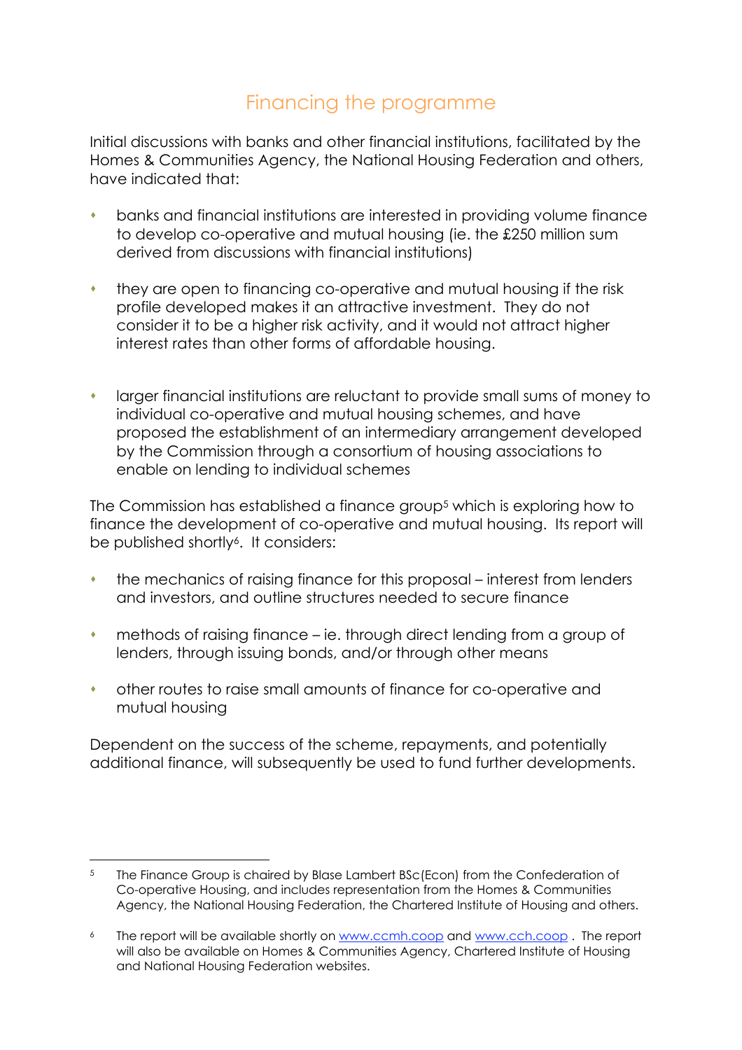## Financing the programme

Initial discussions with banks and other financial institutions, facilitated by the Homes & Communities Agency, the National Housing Federation and others, have indicated that:

- banks and financial institutions are interested in providing volume finance to develop co-operative and mutual housing (ie. the £250 million sum derived from discussions with financial institutions)
- they are open to financing co-operative and mutual housing if the risk profile developed makes it an attractive investment. They do not consider it to be a higher risk activity, and it would not attract higher interest rates than other forms of affordable housing.
- larger financial institutions are reluctant to provide small sums of money to individual co-operative and mutual housing schemes, and have proposed the establishment of an intermediary arrangement developed by the Commission through a consortium of housing associations to enable on lending to individual schemes

The Commission has established a finance group[5] which is exploring how to finance the development of co-operative and mutual housing. Its report will be published shortly[6]. It considers:

- the mechanics of raising finance for this proposal – interest from lenders and investors, and outline structures needed to secure finance
- methods of raising finance – ie. through direct lending from a group of lenders, through issuing bonds, and/or through other means
- other routes to raise small amounts of finance for co-operative and mutual housing

Dependent on the success of the scheme, repayments, and potentially additional finance, will subsequently be used to fund further developments.

---

[5] The Finance Group is chaired by Blase Lambert BSc(Econ) from the Confederation of Co-operative Housing, and includes representation from the Homes & Communities Agency, the National Housing Federation, the Chartered Institute of Housing and others.

[6] The report will be available shortly on www.ccmh.coop and www.cch.coop . The report will also be available on Homes & Communities Agency, Chartered Institute of Housing and National Housing Federation websites.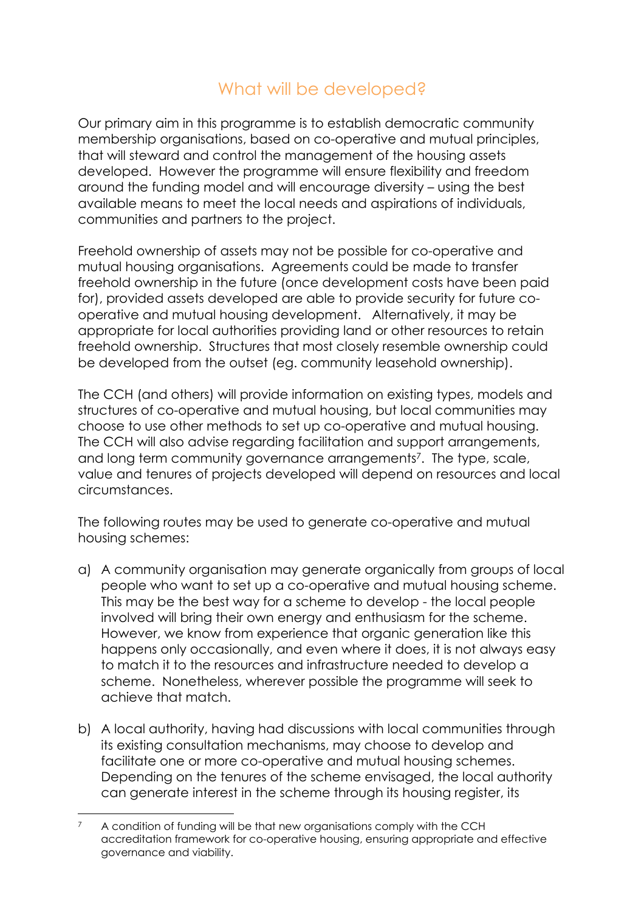## What will be developed?

Our primary aim in this programme is to establish democratic community membership organisations, based on co-operative and mutual principles, that will steward and control the management of the housing assets developed. However the programme will ensure flexibility and freedom around the funding model and will encourage diversity – using the best available means to meet the local needs and aspirations of individuals, communities and partners to the project.

Freehold ownership of assets may not be possible for co-operative and mutual housing organisations. Agreements could be made to transfer freehold ownership in the future (once development costs have been paid for), provided assets developed are able to provide security for future co-operative and mutual housing development. Alternatively, it may be appropriate for local authorities providing land or other resources to retain freehold ownership. Structures that most closely resemble ownership could be developed from the outset (eg. community leasehold ownership).

The CCH (and others) will provide information on existing types, models and structures of co-operative and mutual housing, but local communities may choose to use other methods to set up co-operative and mutual housing. The CCH will also advise regarding facilitation and support arrangements, and long term community governance arrangements[7]. The type, scale, value and tenures of projects developed will depend on resources and local circumstances.

The following routes may be used to generate co-operative and mutual housing schemes:

a) A community organisation may generate organically from groups of local people who want to set up a co-operative and mutual housing scheme. This may be the best way for a scheme to develop - the local people involved will bring their own energy and enthusiasm for the scheme. However, we know from experience that organic generation like this happens only occasionally, and even where it does, it is not always easy to match it to the resources and infrastructure needed to develop a scheme. Nonetheless, wherever possible the programme will seek to achieve that match.

b) A local authority, having had discussions with local communities through its existing consultation mechanisms, may choose to develop and facilitate one or more co-operative and mutual housing schemes. Depending on the tenures of the scheme envisaged, the local authority can generate interest in the scheme through its housing register, its

---

[7] A condition of funding will be that new organisations comply with the CCH accreditation framework for co-operative housing, ensuring appropriate and effective governance and viability.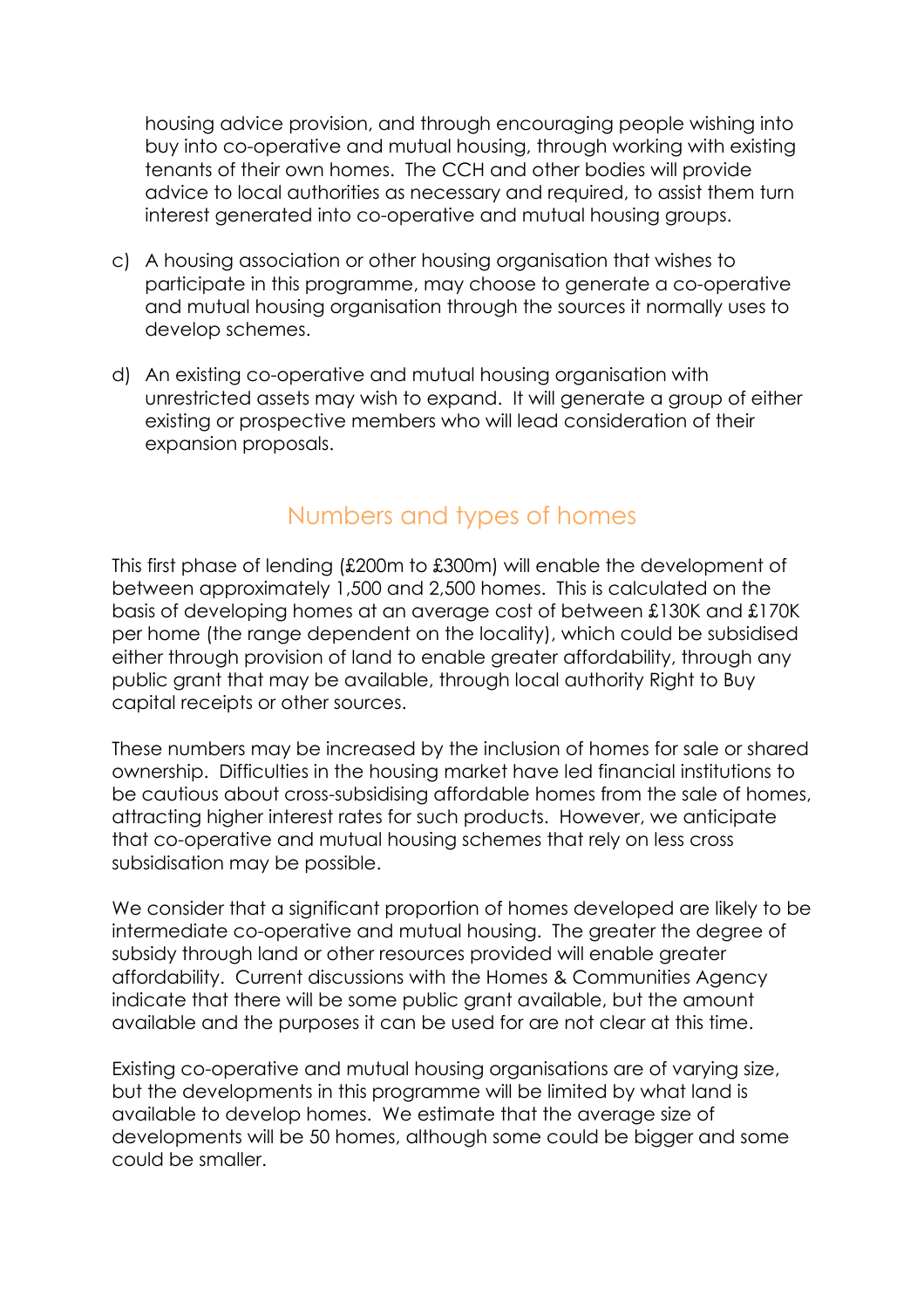housing advice provision, and through encouraging people wishing into buy into co-operative and mutual housing, through working with existing tenants of their own homes. The CCH and other bodies will provide advice to local authorities as necessary and required, to assist them turn interest generated into co-operative and mutual housing groups.

c) A housing association or other housing organisation that wishes to participate in this programme, may choose to generate a co-operative and mutual housing organisation through the sources it normally uses to develop schemes.

d) An existing co-operative and mutual housing organisation with unrestricted assets may wish to expand. It will generate a group of either existing or prospective members who will lead consideration of their expansion proposals.

## Numbers and types of homes

This first phase of lending (£200m to £300m) will enable the development of between approximately 1,500 and 2,500 homes. This is calculated on the basis of developing homes at an average cost of between £130K and £170K per home (the range dependent on the locality), which could be subsidised either through provision of land to enable greater affordability, through any public grant that may be available, through local authority Right to Buy capital receipts or other sources.

These numbers may be increased by the inclusion of homes for sale or shared ownership. Difficulties in the housing market have led financial institutions to be cautious about cross-subsidising affordable homes from the sale of homes, attracting higher interest rates for such products. However, we anticipate that co-operative and mutual housing schemes that rely on less cross subsidisation may be possible.

We consider that a significant proportion of homes developed are likely to be intermediate co-operative and mutual housing. The greater the degree of subsidy through land or other resources provided will enable greater affordability. Current discussions with the Homes & Communities Agency indicate that there will be some public grant available, but the amount available and the purposes it can be used for are not clear at this time.

Existing co-operative and mutual housing organisations are of varying size, but the developments in this programme will be limited by what land is available to develop homes. We estimate that the average size of developments will be 50 homes, although some could be bigger and some could be smaller.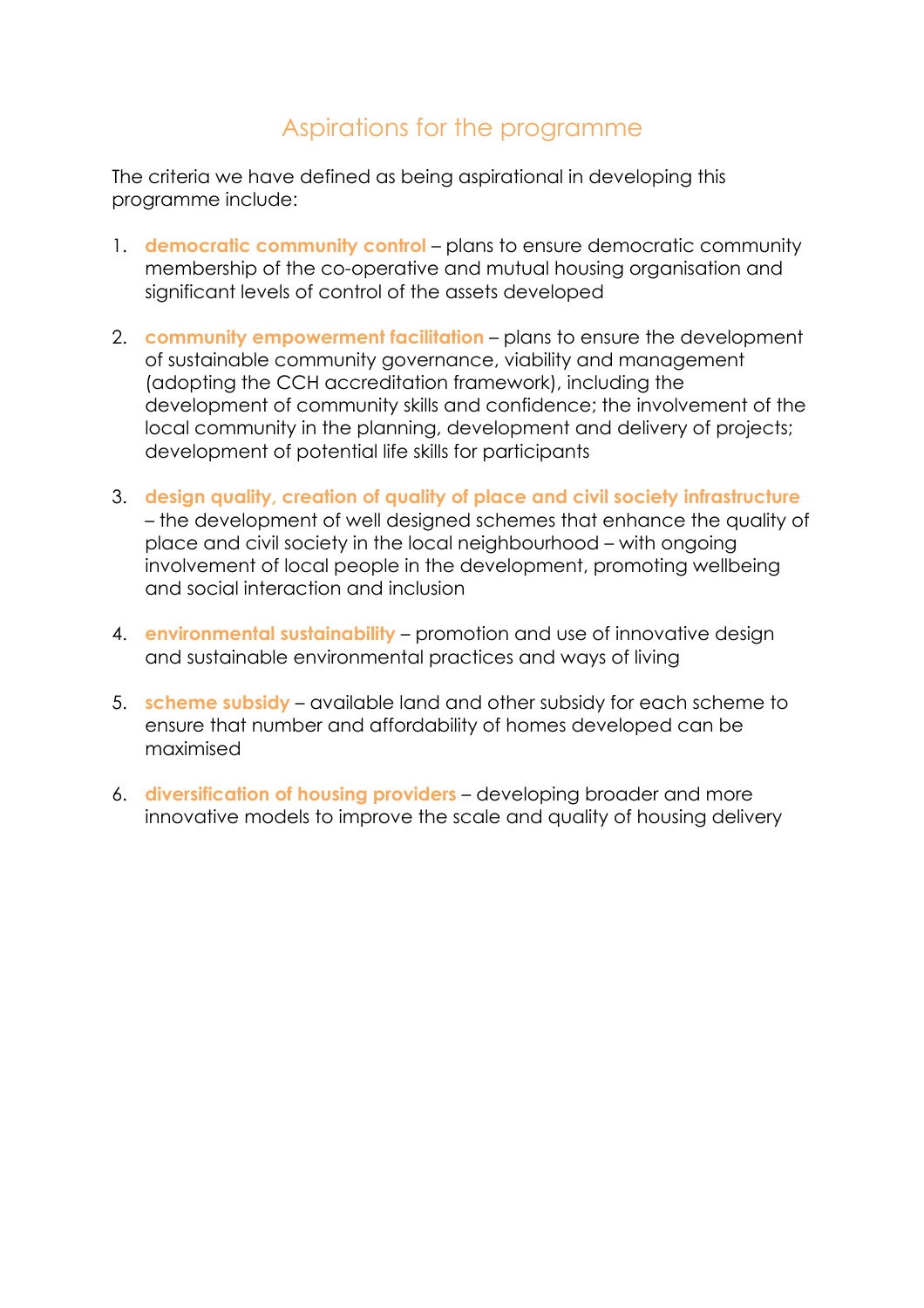## Aspirations for the programme

The criteria we have defined as being aspirational in developing this programme include:

1. **democratic community control** – plans to ensure democratic community membership of the co-operative and mutual housing organisation and significant levels of control of the assets developed

2. **community empowerment facilitation** – plans to ensure the development of sustainable community governance, viability and management (adopting the CCH accreditation framework), including the development of community skills and confidence; the involvement of the local community in the planning, development and delivery of projects; development of potential life skills for participants

3. **design quality, creation of quality of place and civil society infrastructure** – the development of well designed schemes that enhance the quality of place and civil society in the local neighbourhood – with ongoing involvement of local people in the development, promoting wellbeing and social interaction and inclusion

4. **environmental sustainability** – promotion and use of innovative design and sustainable environmental practices and ways of living

5. **scheme subsidy** – available land and other subsidy for each scheme to ensure that number and affordability of homes developed can be maximised

6. **diversification of housing providers** – developing broader and more innovative models to improve the scale and quality of housing delivery